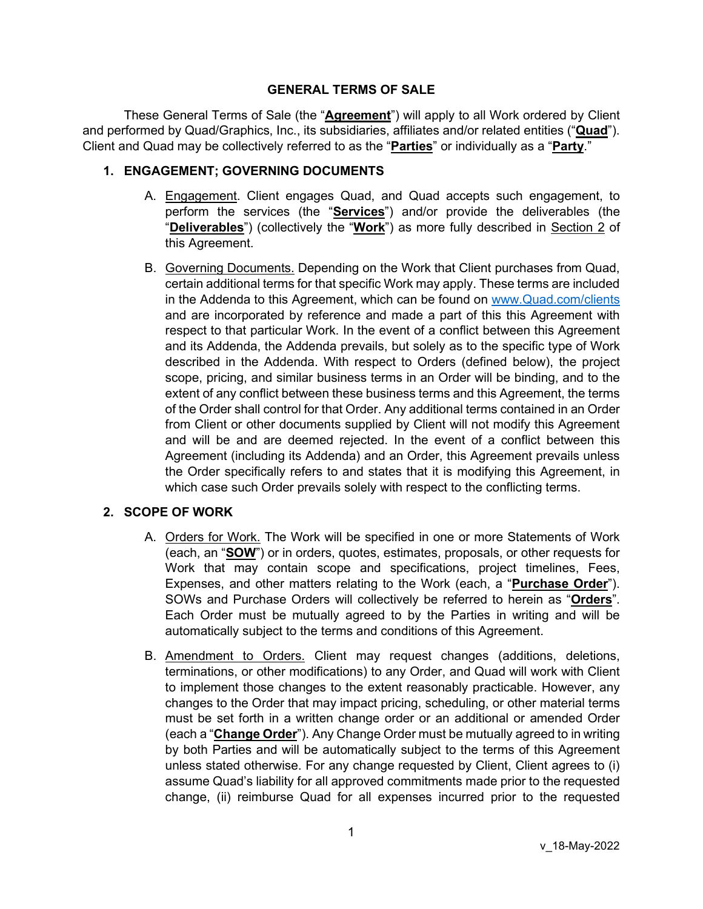# GENERAL TERMS OF SALE

These General Terms of Sale (the "**Agreement**") will apply to all Work ordered by Client and performed by Quad/Graphics, Inc., its subsidiaries, affiliates and/or related entities ("**Quad**"). Client and Quad may be collectively referred to as the "**Parties**" or individually as a "**Party**."

## 1. ENGAGEMENT; GOVERNING DOCUMENTS

A. Engagement. Client engages Quad, and Quad accepts such engagement, to perform the services (the "**Services**") and/or provide the deliverables (the "**Deliverables**") (collectively the "**Work**") as more fully described in Section 2 of this Agreement.

B. Governing Documents. Depending on the Work that Client purchases from Quad, certain additional terms for that specific Work may apply. These terms are included in the Addenda to this Agreement, which can be found on www.Quad.com/clients and are incorporated by reference and made a part of this this Agreement with respect to that particular Work. In the event of a conflict between this Agreement and its Addenda, the Addenda prevails, but solely as to the specific type of Work described in the Addenda. With respect to Orders (defined below), the project scope, pricing, and similar business terms in an Order will be binding, and to the extent of any conflict between these business terms and this Agreement, the terms of the Order shall control for that Order. Any additional terms contained in an Order from Client or other documents supplied by Client will not modify this Agreement and will be and are deemed rejected. In the event of a conflict between this Agreement (including its Addenda) and an Order, this Agreement prevails unless the Order specifically refers to and states that it is modifying this Agreement, in which case such Order prevails solely with respect to the conflicting terms.

## 2. SCOPE OF WORK

A. Orders for Work. The Work will be specified in one or more Statements of Work (each, an "**SOW**") or in orders, quotes, estimates, proposals, or other requests for Work that may contain scope and specifications, project timelines, Fees, Expenses, and other matters relating to the Work (each, a "**Purchase Order**"). SOWs and Purchase Orders will collectively be referred to herein as "**Orders**". Each Order must be mutually agreed to by the Parties in writing and will be automatically subject to the terms and conditions of this Agreement.

B. Amendment to Orders. Client may request changes (additions, deletions, terminations, or other modifications) to any Order, and Quad will work with Client to implement those changes to the extent reasonably practicable. However, any changes to the Order that may impact pricing, scheduling, or other material terms must be set forth in a written change order or an additional or amended Order (each a "**Change Order**"). Any Change Order must be mutually agreed to in writing by both Parties and will be automatically subject to the terms of this Agreement unless stated otherwise. For any change requested by Client, Client agrees to (i) assume Quad's liability for all approved commitments made prior to the requested change, (ii) reimburse Quad for all expenses incurred prior to the requested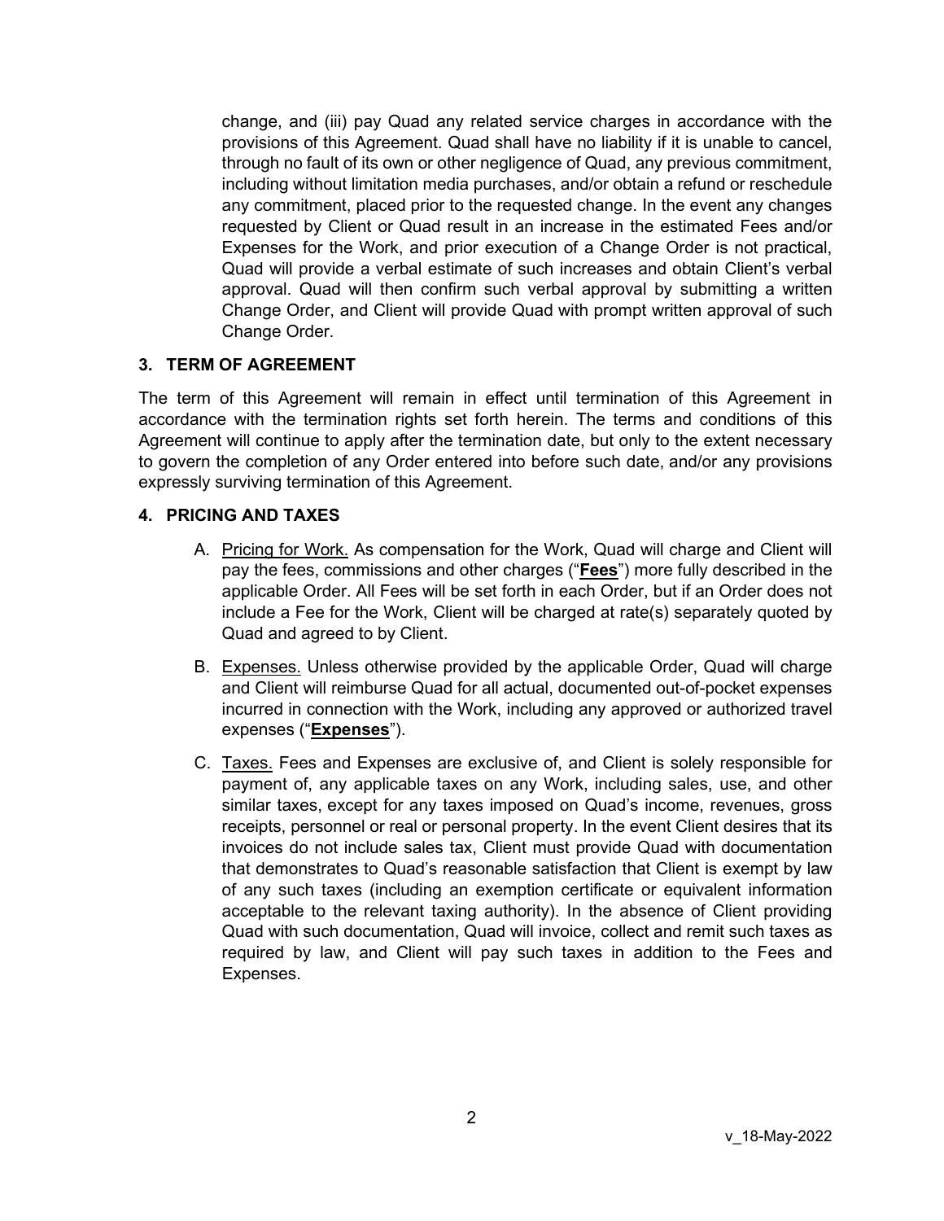change, and (iii) pay Quad any related service charges in accordance with the provisions of this Agreement. Quad shall have no liability if it is unable to cancel, through no fault of its own or other negligence of Quad, any previous commitment, including without limitation media purchases, and/or obtain a refund or reschedule any commitment, placed prior to the requested change. In the event any changes requested by Client or Quad result in an increase in the estimated Fees and/or Expenses for the Work, and prior execution of a Change Order is not practical, Quad will provide a verbal estimate of such increases and obtain Client's verbal approval. Quad will then confirm such verbal approval by submitting a written Change Order, and Client will provide Quad with prompt written approval of such Change Order.

## 3. TERM OF AGREEMENT

The term of this Agreement will remain in effect until termination of this Agreement in accordance with the termination rights set forth herein. The terms and conditions of this Agreement will continue to apply after the termination date, but only to the extent necessary to govern the completion of any Order entered into before such date, and/or any provisions expressly surviving termination of this Agreement.

## 4. PRICING AND TAXES

A. Pricing for Work. As compensation for the Work, Quad will charge and Client will pay the fees, commissions and other charges ("**Fees**") more fully described in the applicable Order. All Fees will be set forth in each Order, but if an Order does not include a Fee for the Work, Client will be charged at rate(s) separately quoted by Quad and agreed to by Client.

B. Expenses. Unless otherwise provided by the applicable Order, Quad will charge and Client will reimburse Quad for all actual, documented out-of-pocket expenses incurred in connection with the Work, including any approved or authorized travel expenses ("**Expenses**").

C. Taxes. Fees and Expenses are exclusive of, and Client is solely responsible for payment of, any applicable taxes on any Work, including sales, use, and other similar taxes, except for any taxes imposed on Quad's income, revenues, gross receipts, personnel or real or personal property. In the event Client desires that its invoices do not include sales tax, Client must provide Quad with documentation that demonstrates to Quad's reasonable satisfaction that Client is exempt by law of any such taxes (including an exemption certificate or equivalent information acceptable to the relevant taxing authority). In the absence of Client providing Quad with such documentation, Quad will invoice, collect and remit such taxes as required by law, and Client will pay such taxes in addition to the Fees and Expenses.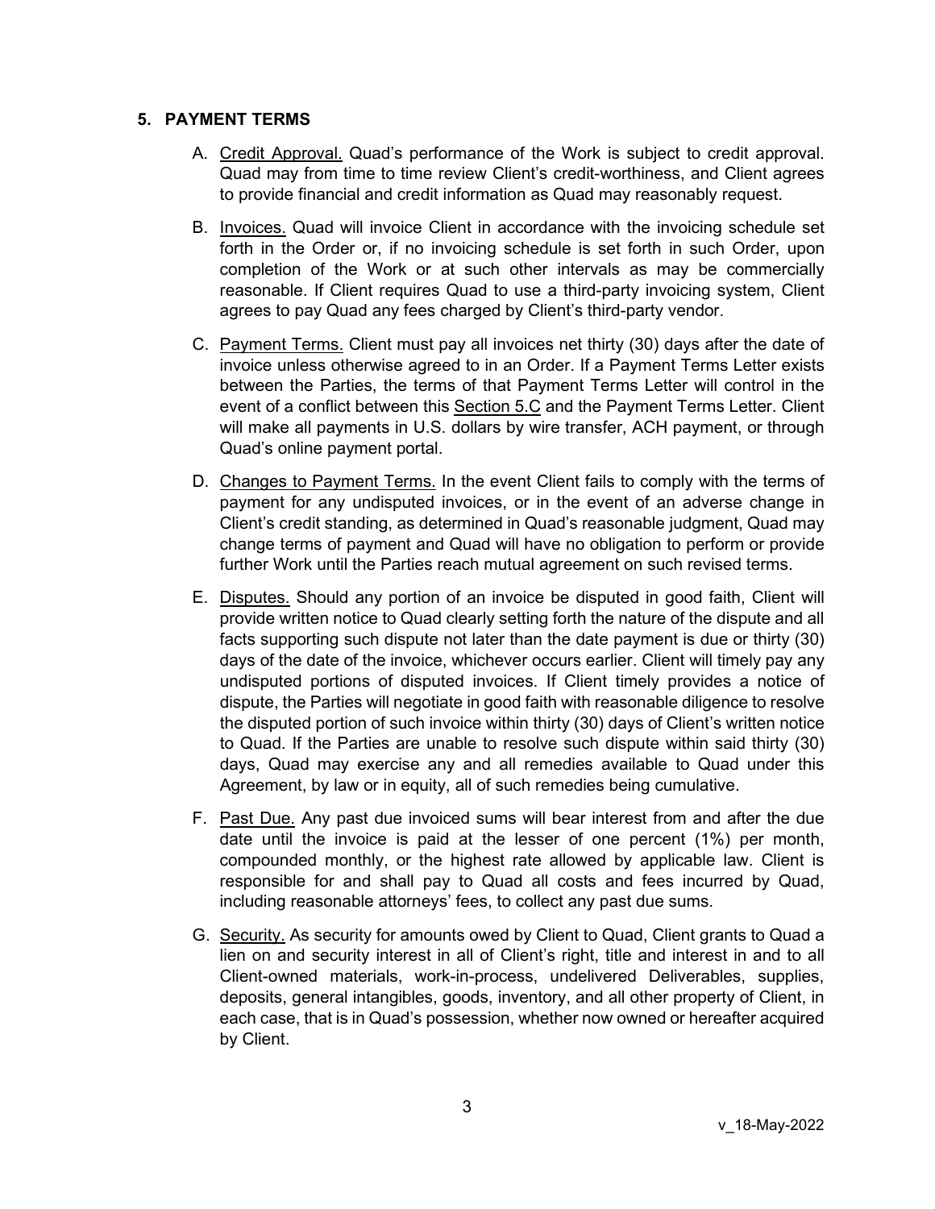## 5. PAYMENT TERMS

A. <u>Credit Approval.</u> Quad's performance of the Work is subject to credit approval. Quad may from time to time review Client's credit-worthiness, and Client agrees to provide financial and credit information as Quad may reasonably request.

B. <u>Invoices.</u> Quad will invoice Client in accordance with the invoicing schedule set forth in the Order or, if no invoicing schedule is set forth in such Order, upon completion of the Work or at such other intervals as may be commercially reasonable. If Client requires Quad to use a third-party invoicing system, Client agrees to pay Quad any fees charged by Client's third-party vendor.

C. <u>Payment Terms.</u> Client must pay all invoices net thirty (30) days after the date of invoice unless otherwise agreed to in an Order. If a Payment Terms Letter exists between the Parties, the terms of that Payment Terms Letter will control in the event of a conflict between this <u>Section 5.C</u> and the Payment Terms Letter. Client will make all payments in U.S. dollars by wire transfer, ACH payment, or through Quad's online payment portal.

D. <u>Changes to Payment Terms.</u> In the event Client fails to comply with the terms of payment for any undisputed invoices, or in the event of an adverse change in Client's credit standing, as determined in Quad's reasonable judgment, Quad may change terms of payment and Quad will have no obligation to perform or provide further Work until the Parties reach mutual agreement on such revised terms.

E. <u>Disputes.</u> Should any portion of an invoice be disputed in good faith, Client will provide written notice to Quad clearly setting forth the nature of the dispute and all facts supporting such dispute not later than the date payment is due or thirty (30) days of the date of the invoice, whichever occurs earlier. Client will timely pay any undisputed portions of disputed invoices. If Client timely provides a notice of dispute, the Parties will negotiate in good faith with reasonable diligence to resolve the disputed portion of such invoice within thirty (30) days of Client's written notice to Quad. If the Parties are unable to resolve such dispute within said thirty (30) days, Quad may exercise any and all remedies available to Quad under this Agreement, by law or in equity, all of such remedies being cumulative.

F. <u>Past Due.</u> Any past due invoiced sums will bear interest from and after the due date until the invoice is paid at the lesser of one percent (1%) per month, compounded monthly, or the highest rate allowed by applicable law. Client is responsible for and shall pay to Quad all costs and fees incurred by Quad, including reasonable attorneys' fees, to collect any past due sums.

G. <u>Security.</u> As security for amounts owed by Client to Quad, Client grants to Quad a lien on and security interest in all of Client's right, title and interest in and to all Client-owned materials, work-in-process, undelivered Deliverables, supplies, deposits, general intangibles, goods, inventory, and all other property of Client, in each case, that is in Quad's possession, whether now owned or hereafter acquired by Client.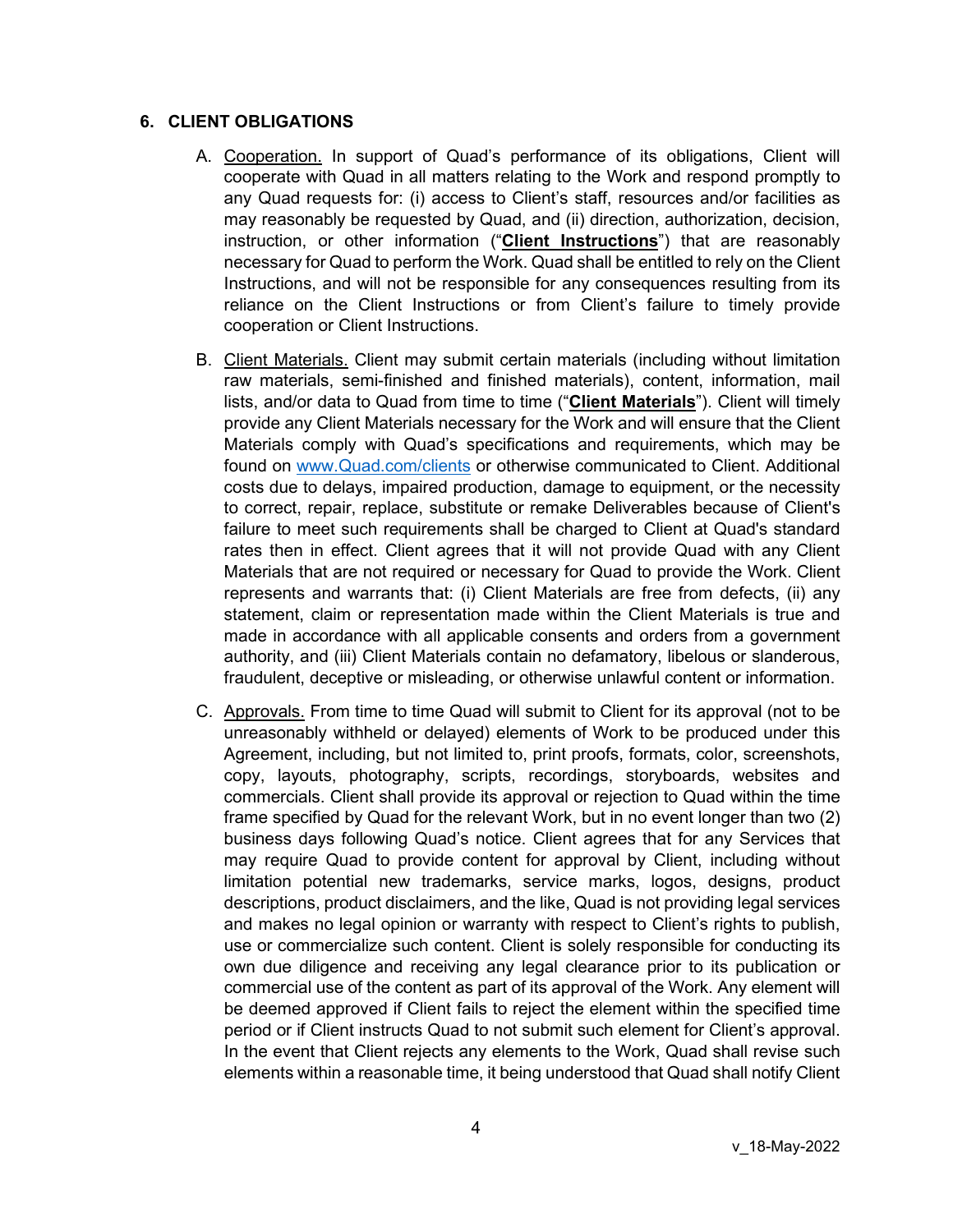## 6. CLIENT OBLIGATIONS

A. Cooperation. In support of Quad's performance of its obligations, Client will cooperate with Quad in all matters relating to the Work and respond promptly to any Quad requests for: (i) access to Client's staff, resources and/or facilities as may reasonably be requested by Quad, and (ii) direction, authorization, decision, instruction, or other information ("**Client Instructions**") that are reasonably necessary for Quad to perform the Work. Quad shall be entitled to rely on the Client Instructions, and will not be responsible for any consequences resulting from its reliance on the Client Instructions or from Client's failure to timely provide cooperation or Client Instructions.

B. Client Materials. Client may submit certain materials (including without limitation raw materials, semi-finished and finished materials), content, information, mail lists, and/or data to Quad from time to time ("**Client Materials**"). Client will timely provide any Client Materials necessary for the Work and will ensure that the Client Materials comply with Quad's specifications and requirements, which may be found on [www.Quad.com/clients](http://www.Quad.com/clients) or otherwise communicated to Client. Additional costs due to delays, impaired production, damage to equipment, or the necessity to correct, repair, replace, substitute or remake Deliverables because of Client's failure to meet such requirements shall be charged to Client at Quad's standard rates then in effect. Client agrees that it will not provide Quad with any Client Materials that are not required or necessary for Quad to provide the Work. Client represents and warrants that: (i) Client Materials are free from defects, (ii) any statement, claim or representation made within the Client Materials is true and made in accordance with all applicable consents and orders from a government authority, and (iii) Client Materials contain no defamatory, libelous or slanderous, fraudulent, deceptive or misleading, or otherwise unlawful content or information.

C. Approvals. From time to time Quad will submit to Client for its approval (not to be unreasonably withheld or delayed) elements of Work to be produced under this Agreement, including, but not limited to, print proofs, formats, color, screenshots, copy, layouts, photography, scripts, recordings, storyboards, websites and commercials. Client shall provide its approval or rejection to Quad within the time frame specified by Quad for the relevant Work, but in no event longer than two (2) business days following Quad's notice. Client agrees that for any Services that may require Quad to provide content for approval by Client, including without limitation potential new trademarks, service marks, logos, designs, product descriptions, product disclaimers, and the like, Quad is not providing legal services and makes no legal opinion or warranty with respect to Client's rights to publish, use or commercialize such content. Client is solely responsible for conducting its own due diligence and receiving any legal clearance prior to its publication or commercial use of the content as part of its approval of the Work. Any element will be deemed approved if Client fails to reject the element within the specified time period or if Client instructs Quad to not submit such element for Client's approval. In the event that Client rejects any elements to the Work, Quad shall revise such elements within a reasonable time, it being understood that Quad shall notify Client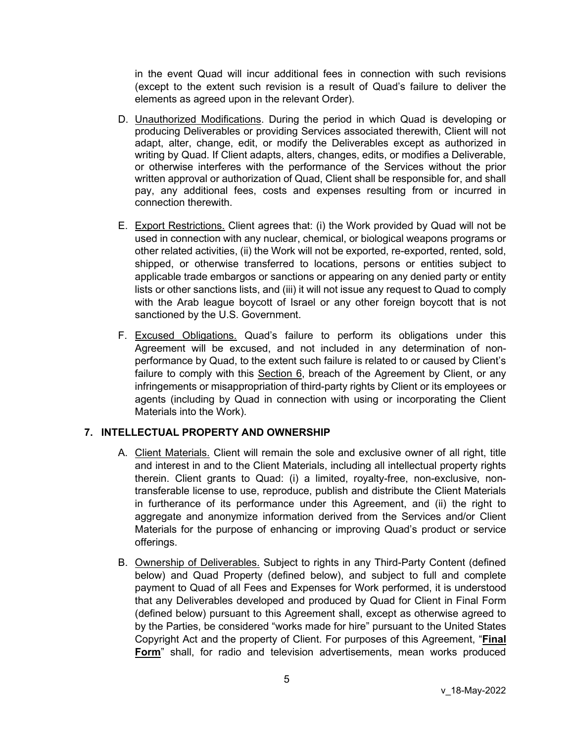in the event Quad will incur additional fees in connection with such revisions (except to the extent such revision is a result of Quad's failure to deliver the elements as agreed upon in the relevant Order).

D. Unauthorized Modifications. During the period in which Quad is developing or producing Deliverables or providing Services associated therewith, Client will not adapt, alter, change, edit, or modify the Deliverables except as authorized in writing by Quad. If Client adapts, alters, changes, edits, or modifies a Deliverable, or otherwise interferes with the performance of the Services without the prior written approval or authorization of Quad, Client shall be responsible for, and shall pay, any additional fees, costs and expenses resulting from or incurred in connection therewith.

E. Export Restrictions. Client agrees that: (i) the Work provided by Quad will not be used in connection with any nuclear, chemical, or biological weapons programs or other related activities, (ii) the Work will not be exported, re-exported, rented, sold, shipped, or otherwise transferred to locations, persons or entities subject to applicable trade embargos or sanctions or appearing on any denied party or entity lists or other sanctions lists, and (iii) it will not issue any request to Quad to comply with the Arab league boycott of Israel or any other foreign boycott that is not sanctioned by the U.S. Government.

F. Excused Obligations. Quad's failure to perform its obligations under this Agreement will be excused, and not included in any determination of non-performance by Quad, to the extent such failure is related to or caused by Client's failure to comply with this Section 6, breach of the Agreement by Client, or any infringements or misappropriation of third-party rights by Client or its employees or agents (including by Quad in connection with using or incorporating the Client Materials into the Work).

## 7. INTELLECTUAL PROPERTY AND OWNERSHIP

A. Client Materials. Client will remain the sole and exclusive owner of all right, title and interest in and to the Client Materials, including all intellectual property rights therein. Client grants to Quad: (i) a limited, royalty-free, non-exclusive, non-transferable license to use, reproduce, publish and distribute the Client Materials in furtherance of its performance under this Agreement, and (ii) the right to aggregate and anonymize information derived from the Services and/or Client Materials for the purpose of enhancing or improving Quad's product or service offerings.

B. Ownership of Deliverables. Subject to rights in any Third-Party Content (defined below) and Quad Property (defined below), and subject to full and complete payment to Quad of all Fees and Expenses for Work performed, it is understood that any Deliverables developed and produced by Quad for Client in Final Form (defined below) pursuant to this Agreement shall, except as otherwise agreed to by the Parties, be considered "works made for hire" pursuant to the United States Copyright Act and the property of Client. For purposes of this Agreement, "**Final Form**" shall, for radio and television advertisements, mean works produced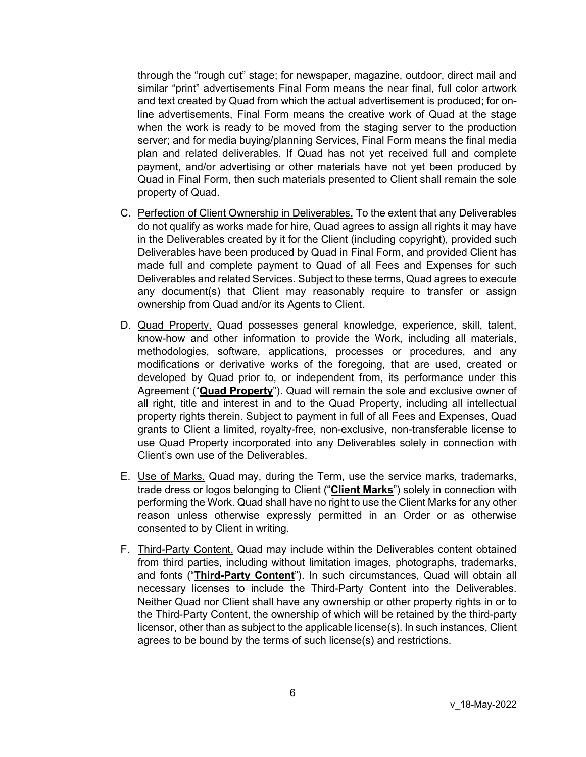through the "rough cut" stage; for newspaper, magazine, outdoor, direct mail and similar "print" advertisements Final Form means the near final, full color artwork and text created by Quad from which the actual advertisement is produced; for on-line advertisements, Final Form means the creative work of Quad at the stage when the work is ready to be moved from the staging server to the production server; and for media buying/planning Services, Final Form means the final media plan and related deliverables. If Quad has not yet received full and complete payment, and/or advertising or other materials have not yet been produced by Quad in Final Form, then such materials presented to Client shall remain the sole property of Quad.

C. Perfection of Client Ownership in Deliverables. To the extent that any Deliverables do not qualify as works made for hire, Quad agrees to assign all rights it may have in the Deliverables created by it for the Client (including copyright), provided such Deliverables have been produced by Quad in Final Form, and provided Client has made full and complete payment to Quad of all Fees and Expenses for such Deliverables and related Services. Subject to these terms, Quad agrees to execute any document(s) that Client may reasonably require to transfer or assign ownership from Quad and/or its Agents to Client.

D. Quad Property. Quad possesses general knowledge, experience, skill, talent, know-how and other information to provide the Work, including all materials, methodologies, software, applications, processes or procedures, and any modifications or derivative works of the foregoing, that are used, created or developed by Quad prior to, or independent from, its performance under this Agreement ("**Quad Property**"). Quad will remain the sole and exclusive owner of all right, title and interest in and to the Quad Property, including all intellectual property rights therein. Subject to payment in full of all Fees and Expenses, Quad grants to Client a limited, royalty-free, non-exclusive, non-transferable license to use Quad Property incorporated into any Deliverables solely in connection with Client's own use of the Deliverables.

E. Use of Marks. Quad may, during the Term, use the service marks, trademarks, trade dress or logos belonging to Client ("**Client Marks**") solely in connection with performing the Work. Quad shall have no right to use the Client Marks for any other reason unless otherwise expressly permitted in an Order or as otherwise consented to by Client in writing.

F. Third-Party Content. Quad may include within the Deliverables content obtained from third parties, including without limitation images, photographs, trademarks, and fonts ("**Third-Party Content**"). In such circumstances, Quad will obtain all necessary licenses to include the Third-Party Content into the Deliverables. Neither Quad nor Client shall have any ownership or other property rights in or to the Third-Party Content, the ownership of which will be retained by the third-party licensor, other than as subject to the applicable license(s). In such instances, Client agrees to be bound by the terms of such license(s) and restrictions.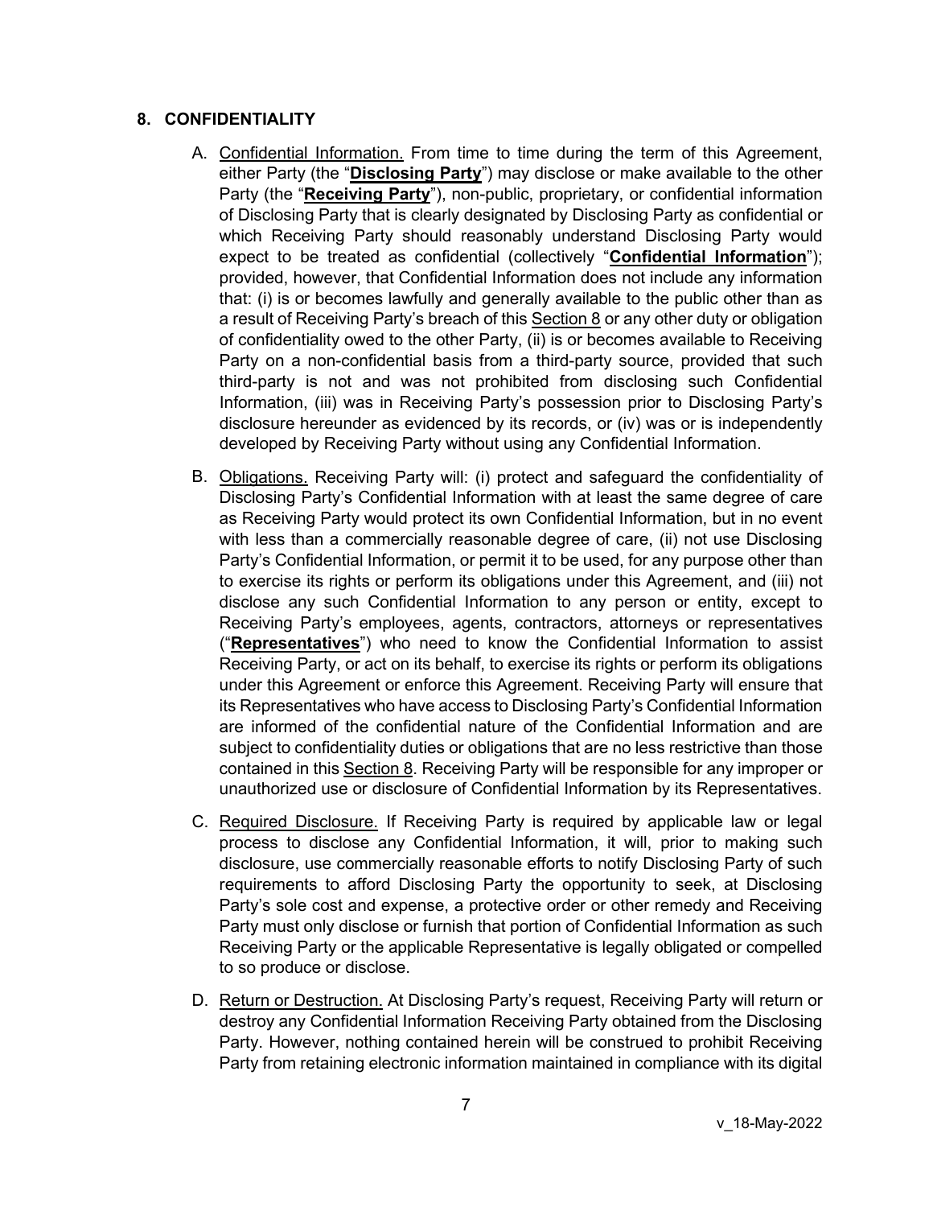## 8. CONFIDENTIALITY

A. Confidential Information. From time to time during the term of this Agreement, either Party (the "**Disclosing Party**") may disclose or make available to the other Party (the "**Receiving Party**"), non-public, proprietary, or confidential information of Disclosing Party that is clearly designated by Disclosing Party as confidential or which Receiving Party should reasonably understand Disclosing Party would expect to be treated as confidential (collectively "**Confidential Information**"); provided, however, that Confidential Information does not include any information that: (i) is or becomes lawfully and generally available to the public other than as a result of Receiving Party's breach of this Section 8 or any other duty or obligation of confidentiality owed to the other Party, (ii) is or becomes available to Receiving Party on a non-confidential basis from a third-party source, provided that such third-party is not and was not prohibited from disclosing such Confidential Information, (iii) was in Receiving Party's possession prior to Disclosing Party's disclosure hereunder as evidenced by its records, or (iv) was or is independently developed by Receiving Party without using any Confidential Information.

B. Obligations. Receiving Party will: (i) protect and safeguard the confidentiality of Disclosing Party's Confidential Information with at least the same degree of care as Receiving Party would protect its own Confidential Information, but in no event with less than a commercially reasonable degree of care, (ii) not use Disclosing Party's Confidential Information, or permit it to be used, for any purpose other than to exercise its rights or perform its obligations under this Agreement, and (iii) not disclose any such Confidential Information to any person or entity, except to Receiving Party's employees, agents, contractors, attorneys or representatives ("**Representatives**") who need to know the Confidential Information to assist Receiving Party, or act on its behalf, to exercise its rights or perform its obligations under this Agreement or enforce this Agreement. Receiving Party will ensure that its Representatives who have access to Disclosing Party's Confidential Information are informed of the confidential nature of the Confidential Information and are subject to confidentiality duties or obligations that are no less restrictive than those contained in this Section 8. Receiving Party will be responsible for any improper or unauthorized use or disclosure of Confidential Information by its Representatives.

C. Required Disclosure. If Receiving Party is required by applicable law or legal process to disclose any Confidential Information, it will, prior to making such disclosure, use commercially reasonable efforts to notify Disclosing Party of such requirements to afford Disclosing Party the opportunity to seek, at Disclosing Party's sole cost and expense, a protective order or other remedy and Receiving Party must only disclose or furnish that portion of Confidential Information as such Receiving Party or the applicable Representative is legally obligated or compelled to so produce or disclose.

D. Return or Destruction. At Disclosing Party's request, Receiving Party will return or destroy any Confidential Information Receiving Party obtained from the Disclosing Party. However, nothing contained herein will be construed to prohibit Receiving Party from retaining electronic information maintained in compliance with its digital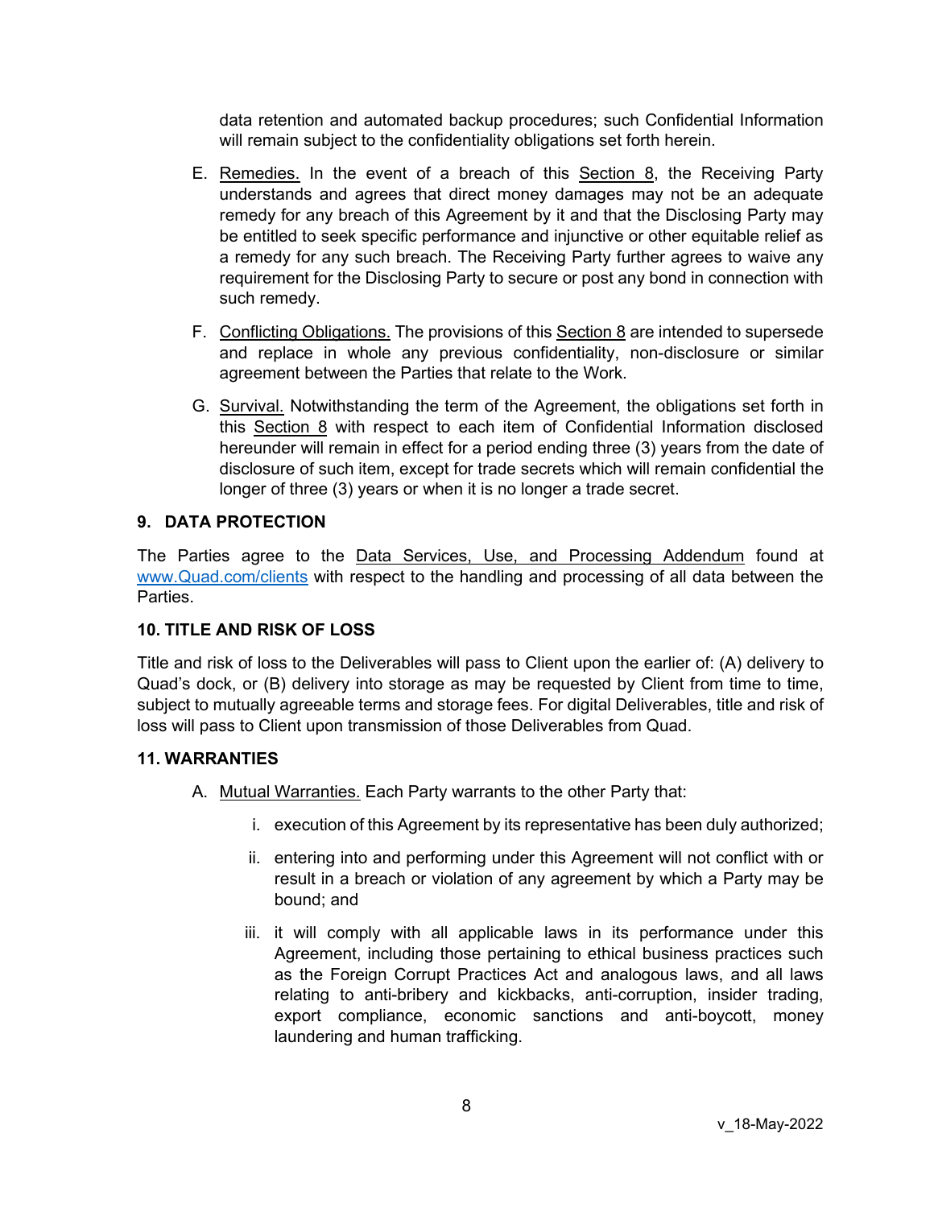data retention and automated backup procedures; such Confidential Information will remain subject to the confidentiality obligations set forth herein.

E. Remedies. In the event of a breach of this Section 8, the Receiving Party understands and agrees that direct money damages may not be an adequate remedy for any breach of this Agreement by it and that the Disclosing Party may be entitled to seek specific performance and injunctive or other equitable relief as a remedy for any such breach. The Receiving Party further agrees to waive any requirement for the Disclosing Party to secure or post any bond in connection with such remedy.

F. Conflicting Obligations. The provisions of this Section 8 are intended to supersede and replace in whole any previous confidentiality, non-disclosure or similar agreement between the Parties that relate to the Work.

G. Survival. Notwithstanding the term of the Agreement, the obligations set forth in this Section 8 with respect to each item of Confidential Information disclosed hereunder will remain in effect for a period ending three (3) years from the date of disclosure of such item, except for trade secrets which will remain confidential the longer of three (3) years or when it is no longer a trade secret.

## 9. DATA PROTECTION

The Parties agree to the Data Services, Use, and Processing Addendum found at [www.Quad.com/clients](http://www.Quad.com/clients) with respect to the handling and processing of all data between the Parties.

## 10. TITLE AND RISK OF LOSS

Title and risk of loss to the Deliverables will pass to Client upon the earlier of: (A) delivery to Quad's dock, or (B) delivery into storage as may be requested by Client from time to time, subject to mutually agreeable terms and storage fees. For digital Deliverables, title and risk of loss will pass to Client upon transmission of those Deliverables from Quad.

## 11. WARRANTIES

A. Mutual Warranties. Each Party warrants to the other Party that:

   i. execution of this Agreement by its representative has been duly authorized;

   ii. entering into and performing under this Agreement will not conflict with or result in a breach or violation of any agreement by which a Party may be bound; and

   iii. it will comply with all applicable laws in its performance under this Agreement, including those pertaining to ethical business practices such as the Foreign Corrupt Practices Act and analogous laws, and all laws relating to anti-bribery and kickbacks, anti-corruption, insider trading, export compliance, economic sanctions and anti-boycott, money laundering and human trafficking.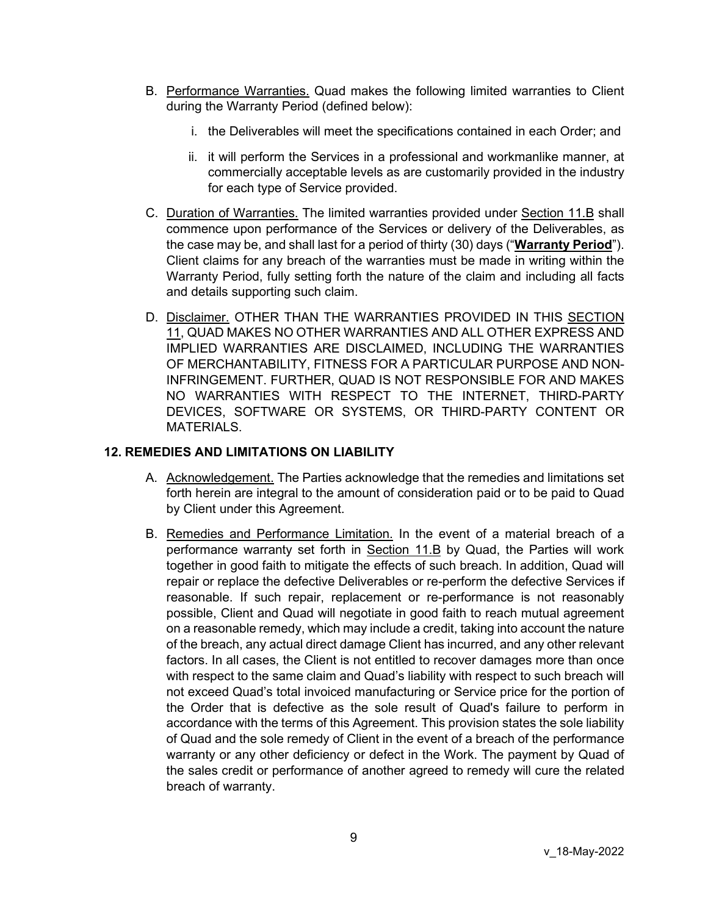B. Performance Warranties. Quad makes the following limited warranties to Client during the Warranty Period (defined below):

   i. the Deliverables will meet the specifications contained in each Order; and

   ii. it will perform the Services in a professional and workmanlike manner, at commercially acceptable levels as are customarily provided in the industry for each type of Service provided.

C. Duration of Warranties. The limited warranties provided under Section 11.B shall commence upon performance of the Services or delivery of the Deliverables, as the case may be, and shall last for a period of thirty (30) days ("**Warranty Period**"). Client claims for any breach of the warranties must be made in writing within the Warranty Period, fully setting forth the nature of the claim and including all facts and details supporting such claim.

D. Disclaimer. OTHER THAN THE WARRANTIES PROVIDED IN THIS SECTION 11, QUAD MAKES NO OTHER WARRANTIES AND ALL OTHER EXPRESS AND IMPLIED WARRANTIES ARE DISCLAIMED, INCLUDING THE WARRANTIES OF MERCHANTABILITY, FITNESS FOR A PARTICULAR PURPOSE AND NON-INFRINGEMENT. FURTHER, QUAD IS NOT RESPONSIBLE FOR AND MAKES NO WARRANTIES WITH RESPECT TO THE INTERNET, THIRD-PARTY DEVICES, SOFTWARE OR SYSTEMS, OR THIRD-PARTY CONTENT OR MATERIALS.

## 12. REMEDIES AND LIMITATIONS ON LIABILITY

A. Acknowledgement. The Parties acknowledge that the remedies and limitations set forth herein are integral to the amount of consideration paid or to be paid to Quad by Client under this Agreement.

B. Remedies and Performance Limitation. In the event of a material breach of a performance warranty set forth in Section 11.B by Quad, the Parties will work together in good faith to mitigate the effects of such breach. In addition, Quad will repair or replace the defective Deliverables or re-perform the defective Services if reasonable. If such repair, replacement or re-performance is not reasonably possible, Client and Quad will negotiate in good faith to reach mutual agreement on a reasonable remedy, which may include a credit, taking into account the nature of the breach, any actual direct damage Client has incurred, and any other relevant factors. In all cases, the Client is not entitled to recover damages more than once with respect to the same claim and Quad's liability with respect to such breach will not exceed Quad's total invoiced manufacturing or Service price for the portion of the Order that is defective as the sole result of Quad's failure to perform in accordance with the terms of this Agreement. This provision states the sole liability of Quad and the sole remedy of Client in the event of a breach of the performance warranty or any other deficiency or defect in the Work. The payment by Quad of the sales credit or performance of another agreed to remedy will cure the related breach of warranty.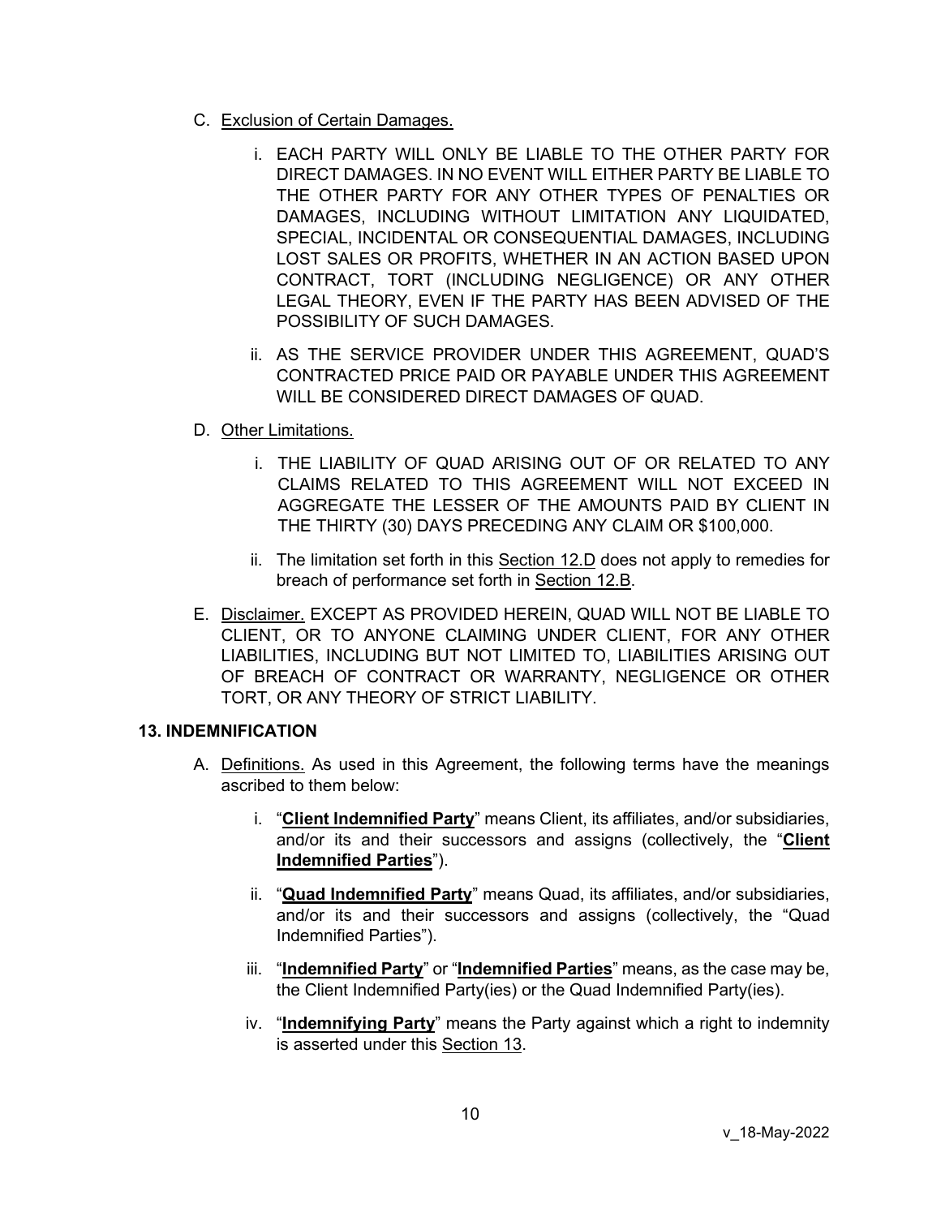C. Exclusion of Certain Damages.

   i. EACH PARTY WILL ONLY BE LIABLE TO THE OTHER PARTY FOR DIRECT DAMAGES. IN NO EVENT WILL EITHER PARTY BE LIABLE TO THE OTHER PARTY FOR ANY OTHER TYPES OF PENALTIES OR DAMAGES, INCLUDING WITHOUT LIMITATION ANY LIQUIDATED, SPECIAL, INCIDENTAL OR CONSEQUENTIAL DAMAGES, INCLUDING LOST SALES OR PROFITS, WHETHER IN AN ACTION BASED UPON CONTRACT, TORT (INCLUDING NEGLIGENCE) OR ANY OTHER LEGAL THEORY, EVEN IF THE PARTY HAS BEEN ADVISED OF THE POSSIBILITY OF SUCH DAMAGES.

   ii. AS THE SERVICE PROVIDER UNDER THIS AGREEMENT, QUAD'S CONTRACTED PRICE PAID OR PAYABLE UNDER THIS AGREEMENT WILL BE CONSIDERED DIRECT DAMAGES OF QUAD.

D. Other Limitations.

   i. THE LIABILITY OF QUAD ARISING OUT OF OR RELATED TO ANY CLAIMS RELATED TO THIS AGREEMENT WILL NOT EXCEED IN AGGREGATE THE LESSER OF THE AMOUNTS PAID BY CLIENT IN THE THIRTY (30) DAYS PRECEDING ANY CLAIM OR $100,000.

   ii. The limitation set forth in this Section 12.D does not apply to remedies for breach of performance set forth in Section 12.B.

E. Disclaimer. EXCEPT AS PROVIDED HEREIN, QUAD WILL NOT BE LIABLE TO CLIENT, OR TO ANYONE CLAIMING UNDER CLIENT, FOR ANY OTHER LIABILITIES, INCLUDING BUT NOT LIMITED TO, LIABILITIES ARISING OUT OF BREACH OF CONTRACT OR WARRANTY, NEGLIGENCE OR OTHER TORT, OR ANY THEORY OF STRICT LIABILITY.

## 13. INDEMNIFICATION

A. Definitions. As used in this Agreement, the following terms have the meanings ascribed to them below:

   i. "**Client Indemnified Party**" means Client, its affiliates, and/or subsidiaries, and/or its and their successors and assigns (collectively, the "**Client Indemnified Parties**").

   ii. "**Quad Indemnified Party**" means Quad, its affiliates, and/or subsidiaries, and/or its and their successors and assigns (collectively, the "Quad Indemnified Parties").

   iii. "**Indemnified Party**" or "**Indemnified Parties**" means, as the case may be, the Client Indemnified Party(ies) or the Quad Indemnified Party(ies).

   iv. "**Indemnifying Party**" means the Party against which a right to indemnity is asserted under this Section 13.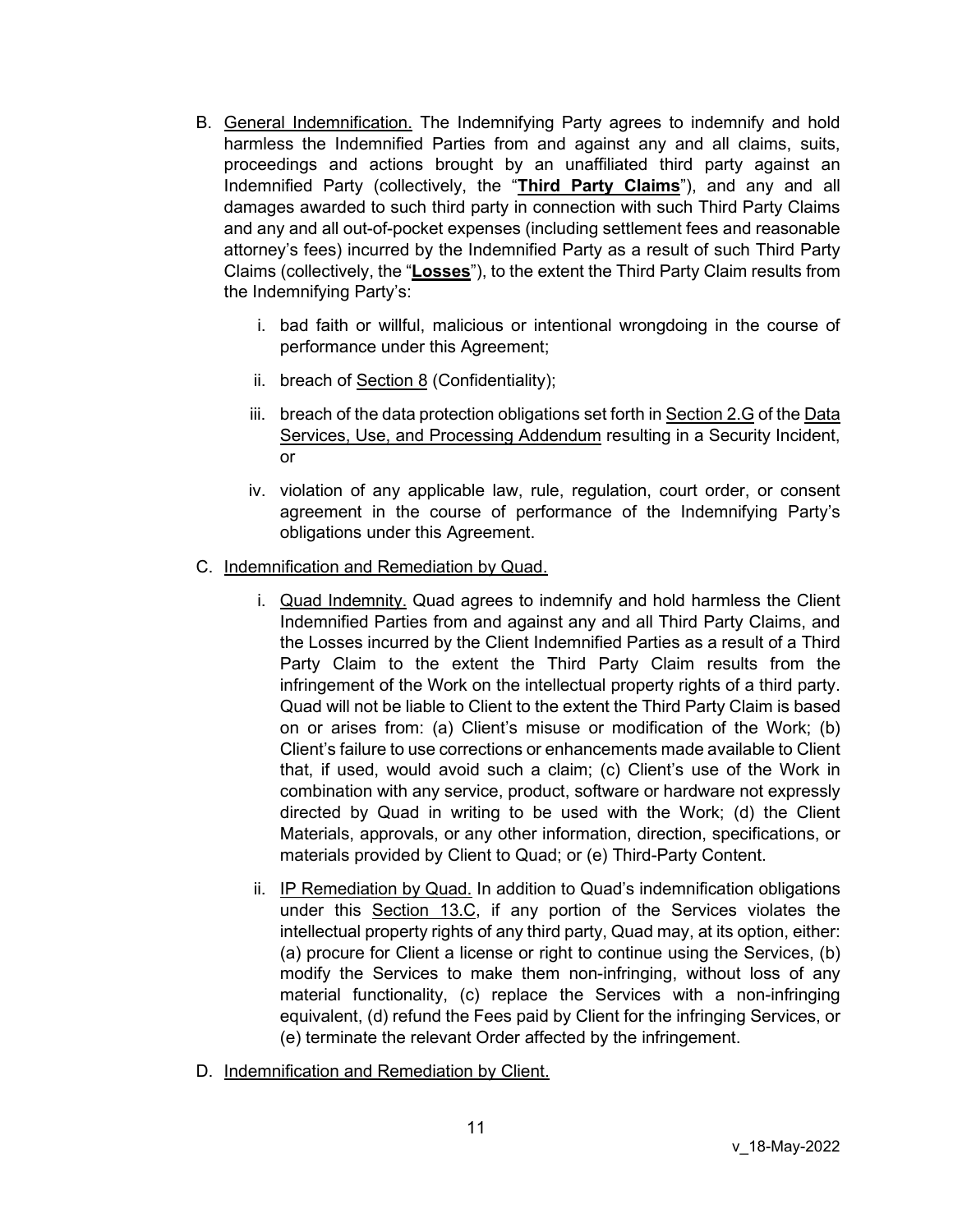B. General Indemnification. The Indemnifying Party agrees to indemnify and hold harmless the Indemnified Parties from and against any and all claims, suits, proceedings and actions brought by an unaffiliated third party against an Indemnified Party (collectively, the "**Third Party Claims**"), and any and all damages awarded to such third party in connection with such Third Party Claims and any and all out-of-pocket expenses (including settlement fees and reasonable attorney's fees) incurred by the Indemnified Party as a result of such Third Party Claims (collectively, the "**Losses**"), to the extent the Third Party Claim results from the Indemnifying Party's:

   i. bad faith or willful, malicious or intentional wrongdoing in the course of performance under this Agreement;

   ii. breach of Section 8 (Confidentiality);

   iii. breach of the data protection obligations set forth in Section 2.G of the Data Services, Use, and Processing Addendum resulting in a Security Incident, or

   iv. violation of any applicable law, rule, regulation, court order, or consent agreement in the course of performance of the Indemnifying Party's obligations under this Agreement.

C. Indemnification and Remediation by Quad.

   i. Quad Indemnity. Quad agrees to indemnify and hold harmless the Client Indemnified Parties from and against any and all Third Party Claims, and the Losses incurred by the Client Indemnified Parties as a result of a Third Party Claim to the extent the Third Party Claim results from the infringement of the Work on the intellectual property rights of a third party. Quad will not be liable to Client to the extent the Third Party Claim is based on or arises from: (a) Client's misuse or modification of the Work; (b) Client's failure to use corrections or enhancements made available to Client that, if used, would avoid such a claim; (c) Client's use of the Work in combination with any service, product, software or hardware not expressly directed by Quad in writing to be used with the Work; (d) the Client Materials, approvals, or any other information, direction, specifications, or materials provided by Client to Quad; or (e) Third-Party Content.

   ii. IP Remediation by Quad. In addition to Quad's indemnification obligations under this Section 13.C, if any portion of the Services violates the intellectual property rights of any third party, Quad may, at its option, either: (a) procure for Client a license or right to continue using the Services, (b) modify the Services to make them non-infringing, without loss of any material functionality, (c) replace the Services with a non-infringing equivalent, (d) refund the Fees paid by Client for the infringing Services, or (e) terminate the relevant Order affected by the infringement.

D. Indemnification and Remediation by Client.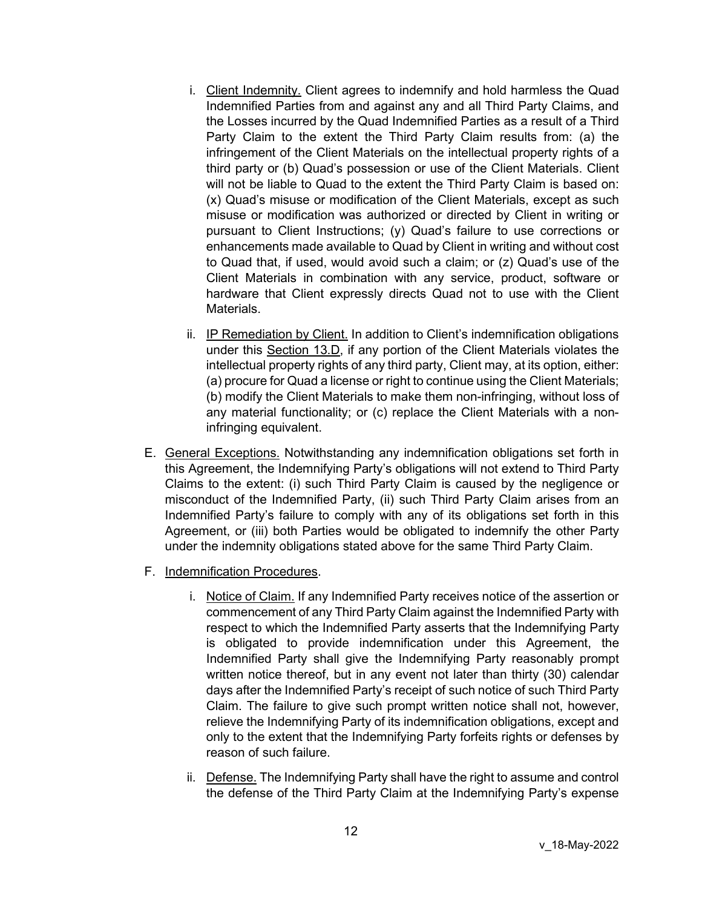i. <u>Client Indemnity.</u> Client agrees to indemnify and hold harmless the Quad Indemnified Parties from and against any and all Third Party Claims, and the Losses incurred by the Quad Indemnified Parties as a result of a Third Party Claim to the extent the Third Party Claim results from: (a) the infringement of the Client Materials on the intellectual property rights of a third party or (b) Quad's possession or use of the Client Materials. Client will not be liable to Quad to the extent the Third Party Claim is based on: (x) Quad's misuse or modification of the Client Materials, except as such misuse or modification was authorized or directed by Client in writing or pursuant to Client Instructions; (y) Quad's failure to use corrections or enhancements made available to Quad by Client in writing and without cost to Quad that, if used, would avoid such a claim; or (z) Quad's use of the Client Materials in combination with any service, product, software or hardware that Client expressly directs Quad not to use with the Client Materials.

ii. <u>IP Remediation by Client.</u> In addition to Client's indemnification obligations under this <u>Section 13.D</u>, if any portion of the Client Materials violates the intellectual property rights of any third party, Client may, at its option, either: (a) procure for Quad a license or right to continue using the Client Materials; (b) modify the Client Materials to make them non-infringing, without loss of any material functionality; or (c) replace the Client Materials with a non-infringing equivalent.

E. <u>General Exceptions.</u> Notwithstanding any indemnification obligations set forth in this Agreement, the Indemnifying Party's obligations will not extend to Third Party Claims to the extent: (i) such Third Party Claim is caused by the negligence or misconduct of the Indemnified Party, (ii) such Third Party Claim arises from an Indemnified Party's failure to comply with any of its obligations set forth in this Agreement, or (iii) both Parties would be obligated to indemnify the other Party under the indemnity obligations stated above for the same Third Party Claim.

F. <u>Indemnification Procedures</u>.

i. <u>Notice of Claim.</u> If any Indemnified Party receives notice of the assertion or commencement of any Third Party Claim against the Indemnified Party with respect to which the Indemnified Party asserts that the Indemnifying Party is obligated to provide indemnification under this Agreement, the Indemnified Party shall give the Indemnifying Party reasonably prompt written notice thereof, but in any event not later than thirty (30) calendar days after the Indemnified Party's receipt of such notice of such Third Party Claim. The failure to give such prompt written notice shall not, however, relieve the Indemnifying Party of its indemnification obligations, except and only to the extent that the Indemnifying Party forfeits rights or defenses by reason of such failure.

ii. <u>Defense.</u> The Indemnifying Party shall have the right to assume and control the defense of the Third Party Claim at the Indemnifying Party's expense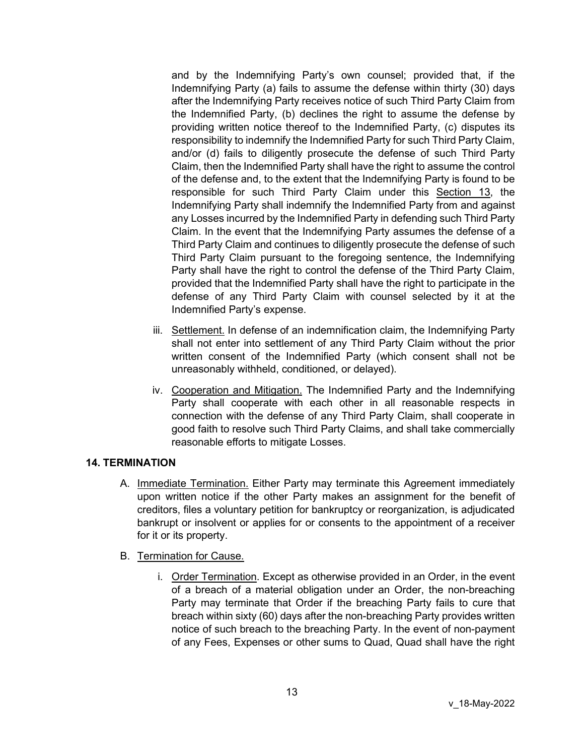and by the Indemnifying Party's own counsel; provided that, if the Indemnifying Party (a) fails to assume the defense within thirty (30) days after the Indemnifying Party receives notice of such Third Party Claim from the Indemnified Party, (b) declines the right to assume the defense by providing written notice thereof to the Indemnified Party, (c) disputes its responsibility to indemnify the Indemnified Party for such Third Party Claim, and/or (d) fails to diligently prosecute the defense of such Third Party Claim, then the Indemnified Party shall have the right to assume the control of the defense and, to the extent that the Indemnifying Party is found to be responsible for such Third Party Claim under this Section 13, the Indemnifying Party shall indemnify the Indemnified Party from and against any Losses incurred by the Indemnified Party in defending such Third Party Claim. In the event that the Indemnifying Party assumes the defense of a Third Party Claim and continues to diligently prosecute the defense of such Third Party Claim pursuant to the foregoing sentence, the Indemnifying Party shall have the right to control the defense of the Third Party Claim, provided that the Indemnified Party shall have the right to participate in the defense of any Third Party Claim with counsel selected by it at the Indemnified Party's expense.

iii. Settlement. In defense of an indemnification claim, the Indemnifying Party shall not enter into settlement of any Third Party Claim without the prior written consent of the Indemnified Party (which consent shall not be unreasonably withheld, conditioned, or delayed).

iv. Cooperation and Mitigation. The Indemnified Party and the Indemnifying Party shall cooperate with each other in all reasonable respects in connection with the defense of any Third Party Claim, shall cooperate in good faith to resolve such Third Party Claims, and shall take commercially reasonable efforts to mitigate Losses.

## 14. TERMINATION

A. Immediate Termination. Either Party may terminate this Agreement immediately upon written notice if the other Party makes an assignment for the benefit of creditors, files a voluntary petition for bankruptcy or reorganization, is adjudicated bankrupt or insolvent or applies for or consents to the appointment of a receiver for it or its property.

B. Termination for Cause.

i. Order Termination. Except as otherwise provided in an Order, in the event of a breach of a material obligation under an Order, the non-breaching Party may terminate that Order if the breaching Party fails to cure that breach within sixty (60) days after the non-breaching Party provides written notice of such breach to the breaching Party. In the event of non-payment of any Fees, Expenses or other sums to Quad, Quad shall have the right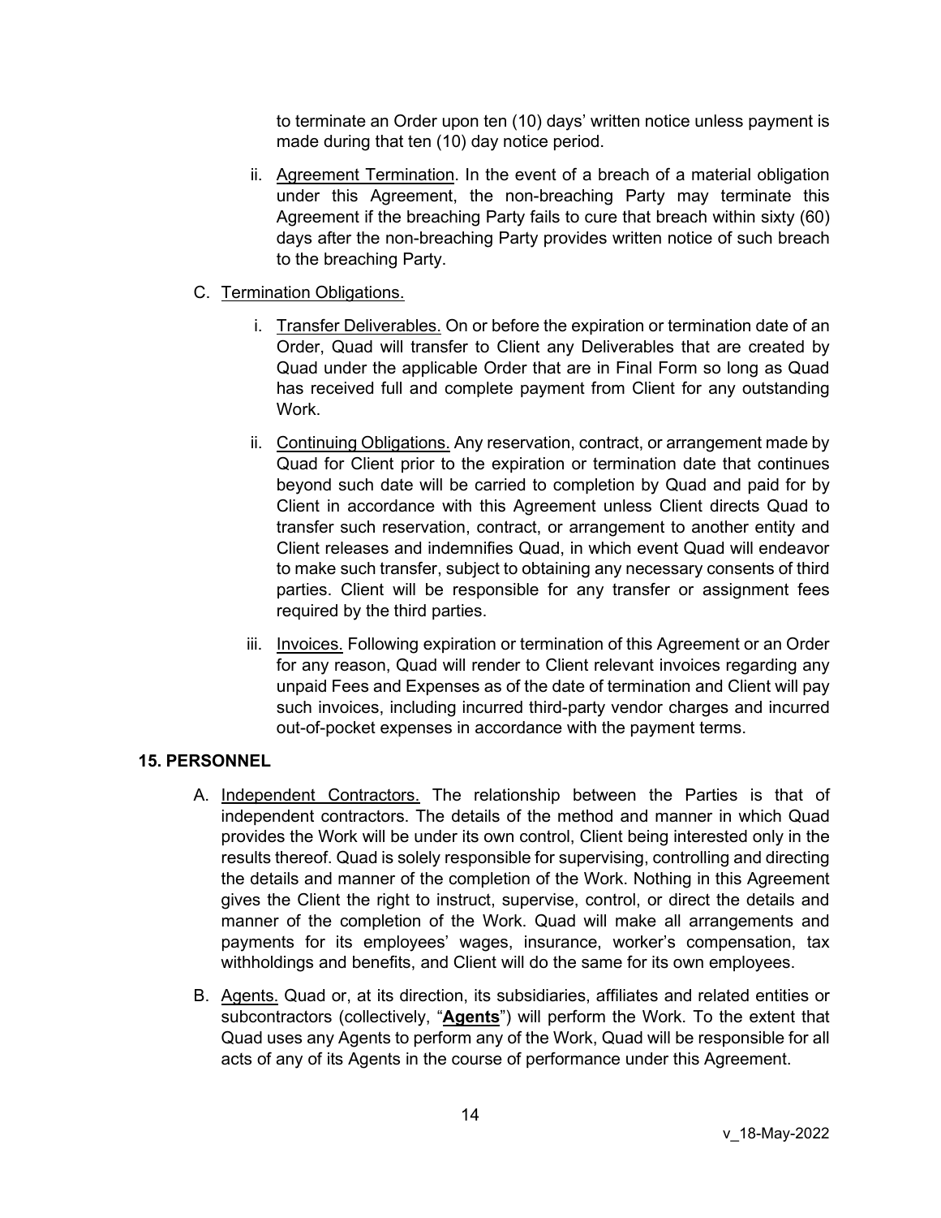to terminate an Order upon ten (10) days' written notice unless payment is made during that ten (10) day notice period.

   ii. <u>Agreement Termination</u>. In the event of a breach of a material obligation under this Agreement, the non-breaching Party may terminate this Agreement if the breaching Party fails to cure that breach within sixty (60) days after the non-breaching Party provides written notice of such breach to the breaching Party.

C. <u>Termination Obligations.</u>

   i. <u>Transfer Deliverables.</u> On or before the expiration or termination date of an Order, Quad will transfer to Client any Deliverables that are created by Quad under the applicable Order that are in Final Form so long as Quad has received full and complete payment from Client for any outstanding Work.

   ii. <u>Continuing Obligations.</u> Any reservation, contract, or arrangement made by Quad for Client prior to the expiration or termination date that continues beyond such date will be carried to completion by Quad and paid for by Client in accordance with this Agreement unless Client directs Quad to transfer such reservation, contract, or arrangement to another entity and Client releases and indemnifies Quad, in which event Quad will endeavor to make such transfer, subject to obtaining any necessary consents of third parties. Client will be responsible for any transfer or assignment fees required by the third parties.

   iii. <u>Invoices.</u> Following expiration or termination of this Agreement or an Order for any reason, Quad will render to Client relevant invoices regarding any unpaid Fees and Expenses as of the date of termination and Client will pay such invoices, including incurred third-party vendor charges and incurred out-of-pocket expenses in accordance with the payment terms.

## 15. PERSONNEL

A. <u>Independent Contractors.</u> The relationship between the Parties is that of independent contractors. The details of the method and manner in which Quad provides the Work will be under its own control, Client being interested only in the results thereof. Quad is solely responsible for supervising, controlling and directing the details and manner of the completion of the Work. Nothing in this Agreement gives the Client the right to instruct, supervise, control, or direct the details and manner of the completion of the Work. Quad will make all arrangements and payments for its employees' wages, insurance, worker's compensation, tax withholdings and benefits, and Client will do the same for its own employees.

B. <u>Agents.</u> Quad or, at its direction, its subsidiaries, affiliates and related entities or subcontractors (collectively, "**<u>Agents</u>**") will perform the Work. To the extent that Quad uses any Agents to perform any of the Work, Quad will be responsible for all acts of any of its Agents in the course of performance under this Agreement.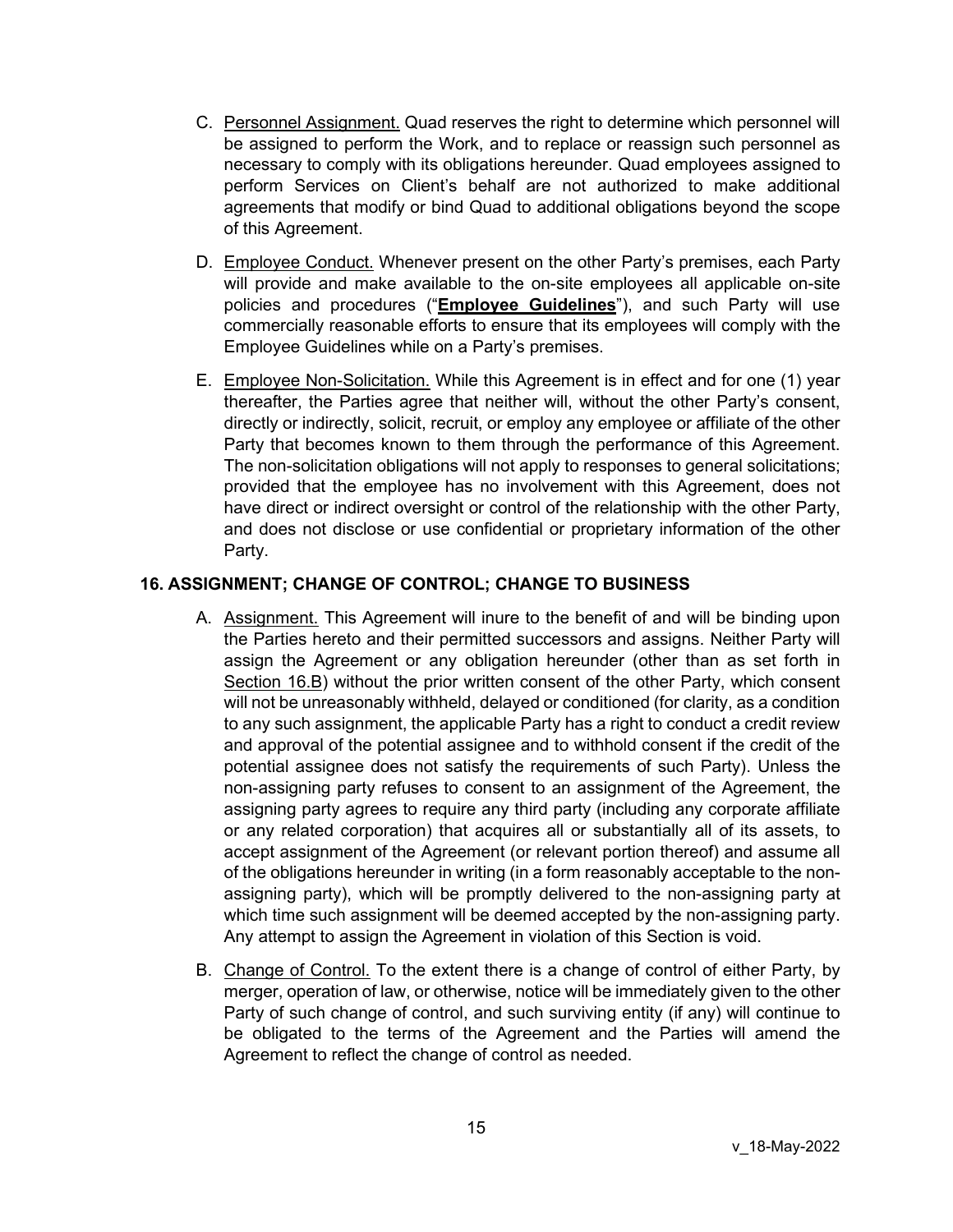C. Personnel Assignment. Quad reserves the right to determine which personnel will be assigned to perform the Work, and to replace or reassign such personnel as necessary to comply with its obligations hereunder. Quad employees assigned to perform Services on Client's behalf are not authorized to make additional agreements that modify or bind Quad to additional obligations beyond the scope of this Agreement.

D. Employee Conduct. Whenever present on the other Party's premises, each Party will provide and make available to the on-site employees all applicable on-site policies and procedures ("**Employee Guidelines**"), and such Party will use commercially reasonable efforts to ensure that its employees will comply with the Employee Guidelines while on a Party's premises.

E. Employee Non-Solicitation. While this Agreement is in effect and for one (1) year thereafter, the Parties agree that neither will, without the other Party's consent, directly or indirectly, solicit, recruit, or employ any employee or affiliate of the other Party that becomes known to them through the performance of this Agreement. The non-solicitation obligations will not apply to responses to general solicitations; provided that the employee has no involvement with this Agreement, does not have direct or indirect oversight or control of the relationship with the other Party, and does not disclose or use confidential or proprietary information of the other Party.

## 16. ASSIGNMENT; CHANGE OF CONTROL; CHANGE TO BUSINESS

A. Assignment. This Agreement will inure to the benefit of and will be binding upon the Parties hereto and their permitted successors and assigns. Neither Party will assign the Agreement or any obligation hereunder (other than as set forth in Section 16.B) without the prior written consent of the other Party, which consent will not be unreasonably withheld, delayed or conditioned (for clarity, as a condition to any such assignment, the applicable Party has a right to conduct a credit review and approval of the potential assignee and to withhold consent if the credit of the potential assignee does not satisfy the requirements of such Party). Unless the non-assigning party refuses to consent to an assignment of the Agreement, the assigning party agrees to require any third party (including any corporate affiliate or any related corporation) that acquires all or substantially all of its assets, to accept assignment of the Agreement (or relevant portion thereof) and assume all of the obligations hereunder in writing (in a form reasonably acceptable to the non-assigning party), which will be promptly delivered to the non-assigning party at which time such assignment will be deemed accepted by the non-assigning party. Any attempt to assign the Agreement in violation of this Section is void.

B. Change of Control. To the extent there is a change of control of either Party, by merger, operation of law, or otherwise, notice will be immediately given to the other Party of such change of control, and such surviving entity (if any) will continue to be obligated to the terms of the Agreement and the Parties will amend the Agreement to reflect the change of control as needed.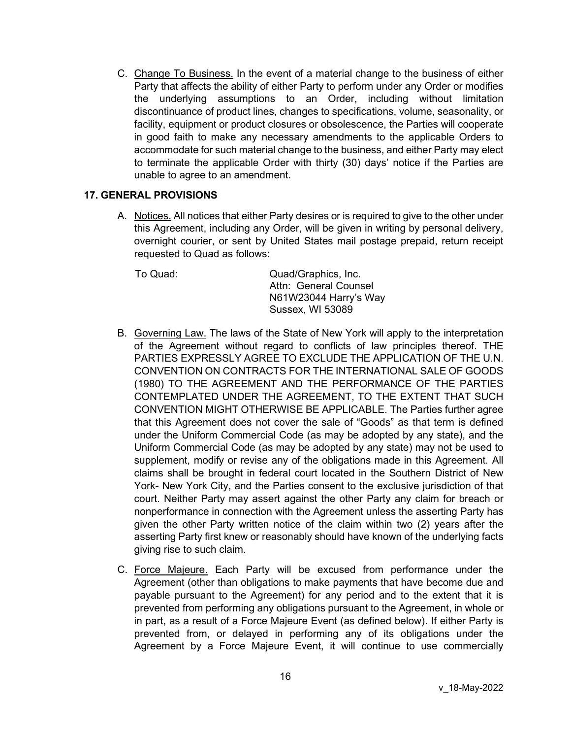C. Change To Business. In the event of a material change to the business of either Party that affects the ability of either Party to perform under any Order or modifies the underlying assumptions to an Order, including without limitation discontinuance of product lines, changes to specifications, volume, seasonality, or facility, equipment or product closures or obsolescence, the Parties will cooperate in good faith to make any necessary amendments to the applicable Orders to accommodate for such material change to the business, and either Party may elect to terminate the applicable Order with thirty (30) days' notice if the Parties are unable to agree to an amendment.

## 17. GENERAL PROVISIONS

A. Notices. All notices that either Party desires or is required to give to the other under this Agreement, including any Order, will be given in writing by personal delivery, overnight courier, or sent by United States mail postage prepaid, return receipt requested to Quad as follows:

To Quad:

Quad/Graphics, Inc.
Attn: General Counsel
N61W23044 Harry's Way
Sussex, WI 53089

B. Governing Law. The laws of the State of New York will apply to the interpretation of the Agreement without regard to conflicts of law principles thereof. THE PARTIES EXPRESSLY AGREE TO EXCLUDE THE APPLICATION OF THE U.N. CONVENTION ON CONTRACTS FOR THE INTERNATIONAL SALE OF GOODS (1980) TO THE AGREEMENT AND THE PERFORMANCE OF THE PARTIES CONTEMPLATED UNDER THE AGREEMENT, TO THE EXTENT THAT SUCH CONVENTION MIGHT OTHERWISE BE APPLICABLE. The Parties further agree that this Agreement does not cover the sale of "Goods" as that term is defined under the Uniform Commercial Code (as may be adopted by any state), and the Uniform Commercial Code (as may be adopted by any state) may not be used to supplement, modify or revise any of the obligations made in this Agreement. All claims shall be brought in federal court located in the Southern District of New York- New York City, and the Parties consent to the exclusive jurisdiction of that court. Neither Party may assert against the other Party any claim for breach or nonperformance in connection with the Agreement unless the asserting Party has given the other Party written notice of the claim within two (2) years after the asserting Party first knew or reasonably should have known of the underlying facts giving rise to such claim.

C. Force Majeure. Each Party will be excused from performance under the Agreement (other than obligations to make payments that have become due and payable pursuant to the Agreement) for any period and to the extent that it is prevented from performing any obligations pursuant to the Agreement, in whole or in part, as a result of a Force Majeure Event (as defined below). If either Party is prevented from, or delayed in performing any of its obligations under the Agreement by a Force Majeure Event, it will continue to use commercially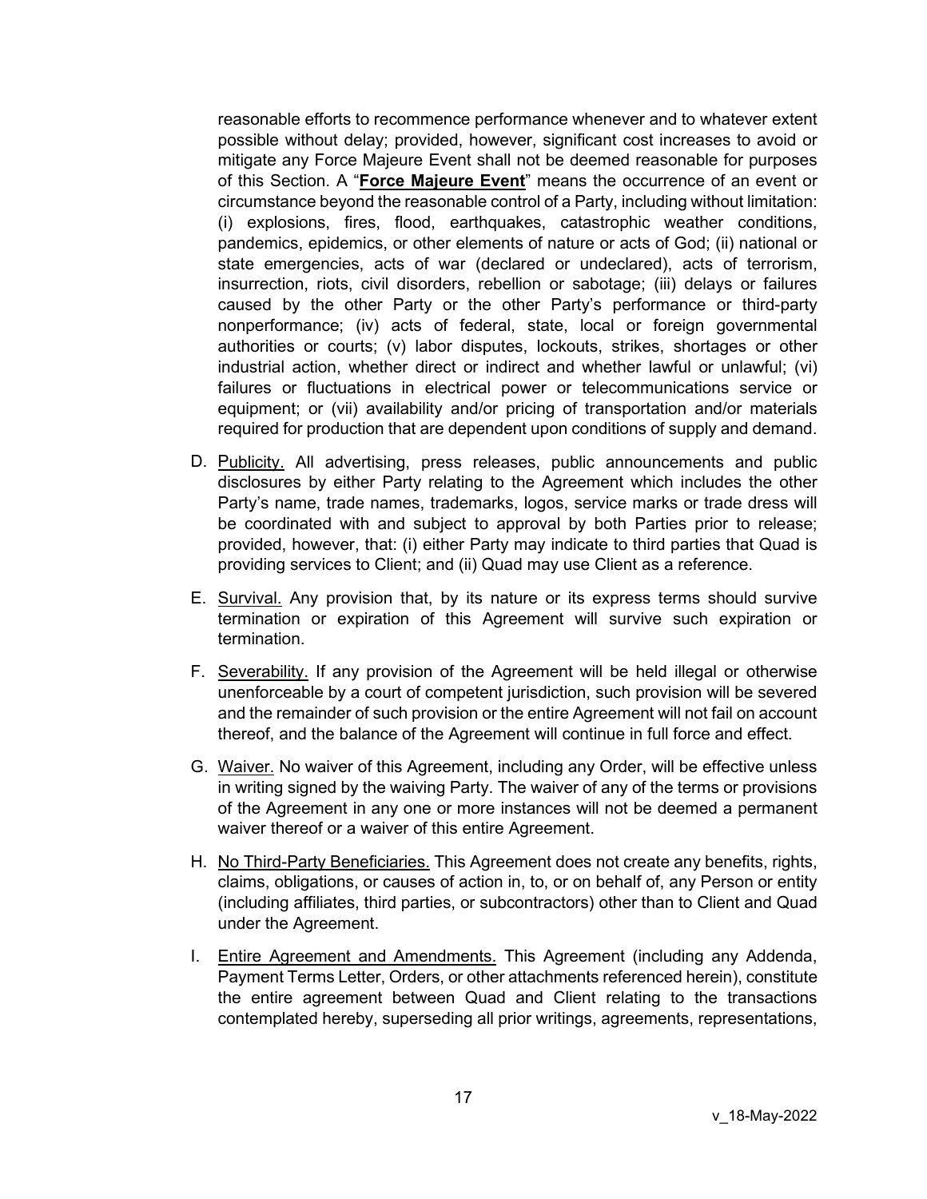reasonable efforts to recommence performance whenever and to whatever extent possible without delay; provided, however, significant cost increases to avoid or mitigate any Force Majeure Event shall not be deemed reasonable for purposes of this Section. A "**Force Majeure Event**" means the occurrence of an event or circumstance beyond the reasonable control of a Party, including without limitation: (i) explosions, fires, flood, earthquakes, catastrophic weather conditions, pandemics, epidemics, or other elements of nature or acts of God; (ii) national or state emergencies, acts of war (declared or undeclared), acts of terrorism, insurrection, riots, civil disorders, rebellion or sabotage; (iii) delays or failures caused by the other Party or the other Party's performance or third-party nonperformance; (iv) acts of federal, state, local or foreign governmental authorities or courts; (v) labor disputes, lockouts, strikes, shortages or other industrial action, whether direct or indirect and whether lawful or unlawful; (vi) failures or fluctuations in electrical power or telecommunications service or equipment; or (vii) availability and/or pricing of transportation and/or materials required for production that are dependent upon conditions of supply and demand.

D. Publicity. All advertising, press releases, public announcements and public disclosures by either Party relating to the Agreement which includes the other Party's name, trade names, trademarks, logos, service marks or trade dress will be coordinated with and subject to approval by both Parties prior to release; provided, however, that: (i) either Party may indicate to third parties that Quad is providing services to Client; and (ii) Quad may use Client as a reference.

E. Survival. Any provision that, by its nature or its express terms should survive termination or expiration of this Agreement will survive such expiration or termination.

F. Severability. If any provision of the Agreement will be held illegal or otherwise unenforceable by a court of competent jurisdiction, such provision will be severed and the remainder of such provision or the entire Agreement will not fail on account thereof, and the balance of the Agreement will continue in full force and effect.

G. Waiver. No waiver of this Agreement, including any Order, will be effective unless in writing signed by the waiving Party. The waiver of any of the terms or provisions of the Agreement in any one or more instances will not be deemed a permanent waiver thereof or a waiver of this entire Agreement.

H. No Third-Party Beneficiaries. This Agreement does not create any benefits, rights, claims, obligations, or causes of action in, to, or on behalf of, any Person or entity (including affiliates, third parties, or subcontractors) other than to Client and Quad under the Agreement.

I. Entire Agreement and Amendments. This Agreement (including any Addenda, Payment Terms Letter, Orders, or other attachments referenced herein), constitute the entire agreement between Quad and Client relating to the transactions contemplated hereby, superseding all prior writings, agreements, representations,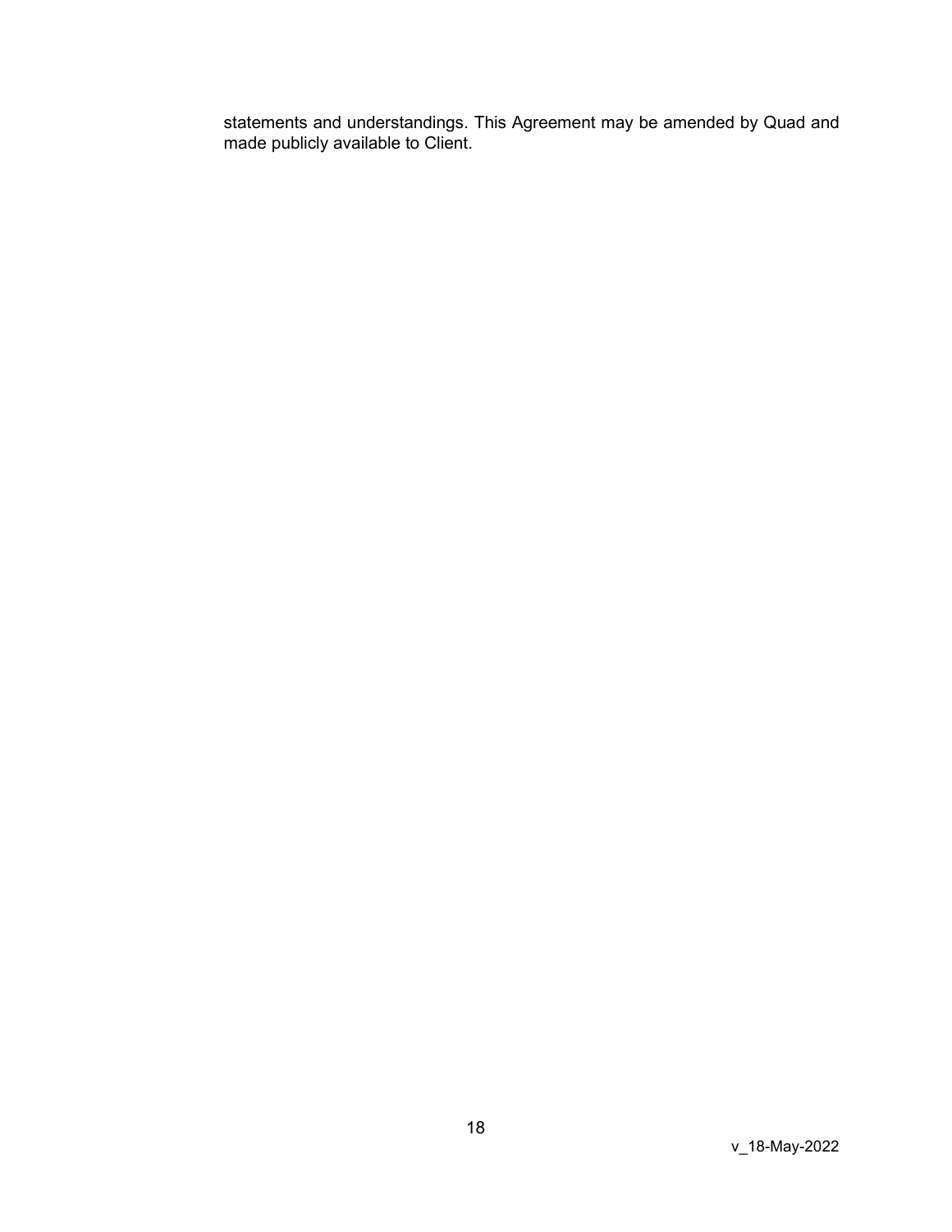statements and understandings. This Agreement may be amended by Quad and made publicly available to Client.